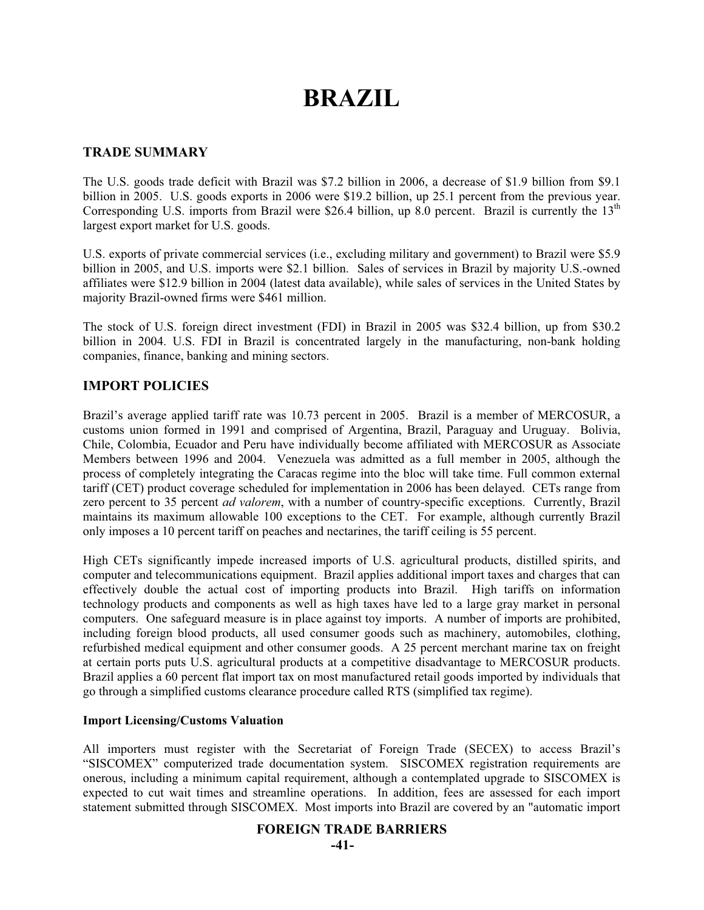# BRAZIL

## TRADE SUMMARY

The U.S. goods trade deficit with Brazil was $7.2 billion in 2006, a decrease of $1.9 billion from $9.1 billion in 2005. U.S. goods exports in 2006 were $19.2 billion, up 25.1 percent from the previous year. Corresponding U.S. imports from Brazil were $26.4 billion, up 8.0 percent. Brazil is currently the 13th largest export market for U.S. goods.

U.S. exports of private commercial services (i.e., excluding military and government) to Brazil were $5.9 billion in 2005, and U.S. imports were $2.1 billion. Sales of services in Brazil by majority U.S.-owned affiliates were $12.9 billion in 2004 (latest data available), while sales of services in the United States by majority Brazil-owned firms were $461 million.

The stock of U.S. foreign direct investment (FDI) in Brazil in 2005 was $32.4 billion, up from $30.2 billion in 2004. U.S. FDI in Brazil is concentrated largely in the manufacturing, non-bank holding companies, finance, banking and mining sectors.

## IMPORT POLICIES

Brazil's average applied tariff rate was 10.73 percent in 2005. Brazil is a member of MERCOSUR, a customs union formed in 1991 and comprised of Argentina, Brazil, Paraguay and Uruguay. Bolivia, Chile, Colombia, Ecuador and Peru have individually become affiliated with MERCOSUR as Associate Members between 1996 and 2004. Venezuela was admitted as a full member in 2005, although the process of completely integrating the Caracas regime into the bloc will take time. Full common external tariff (CET) product coverage scheduled for implementation in 2006 has been delayed. CETs range from zero percent to 35 percent *ad valorem*, with a number of country-specific exceptions. Currently, Brazil maintains its maximum allowable 100 exceptions to the CET. For example, although currently Brazil only imposes a 10 percent tariff on peaches and nectarines, the tariff ceiling is 55 percent.

High CETs significantly impede increased imports of U.S. agricultural products, distilled spirits, and computer and telecommunications equipment. Brazil applies additional import taxes and charges that can effectively double the actual cost of importing products into Brazil. High tariffs on information technology products and components as well as high taxes have led to a large gray market in personal computers. One safeguard measure is in place against toy imports. A number of imports are prohibited, including foreign blood products, all used consumer goods such as machinery, automobiles, clothing, refurbished medical equipment and other consumer goods. A 25 percent merchant marine tax on freight at certain ports puts U.S. agricultural products at a competitive disadvantage to MERCOSUR products. Brazil applies a 60 percent flat import tax on most manufactured retail goods imported by individuals that go through a simplified customs clearance procedure called RTS (simplified tax regime).

### Import Licensing/Customs Valuation

All importers must register with the Secretariat of Foreign Trade (SECEX) to access Brazil's "SISCOMEX" computerized trade documentation system. SISCOMEX registration requirements are onerous, including a minimum capital requirement, although a contemplated upgrade to SISCOMEX is expected to cut wait times and streamline operations. In addition, fees are assessed for each import statement submitted through SISCOMEX. Most imports into Brazil are covered by an "automatic import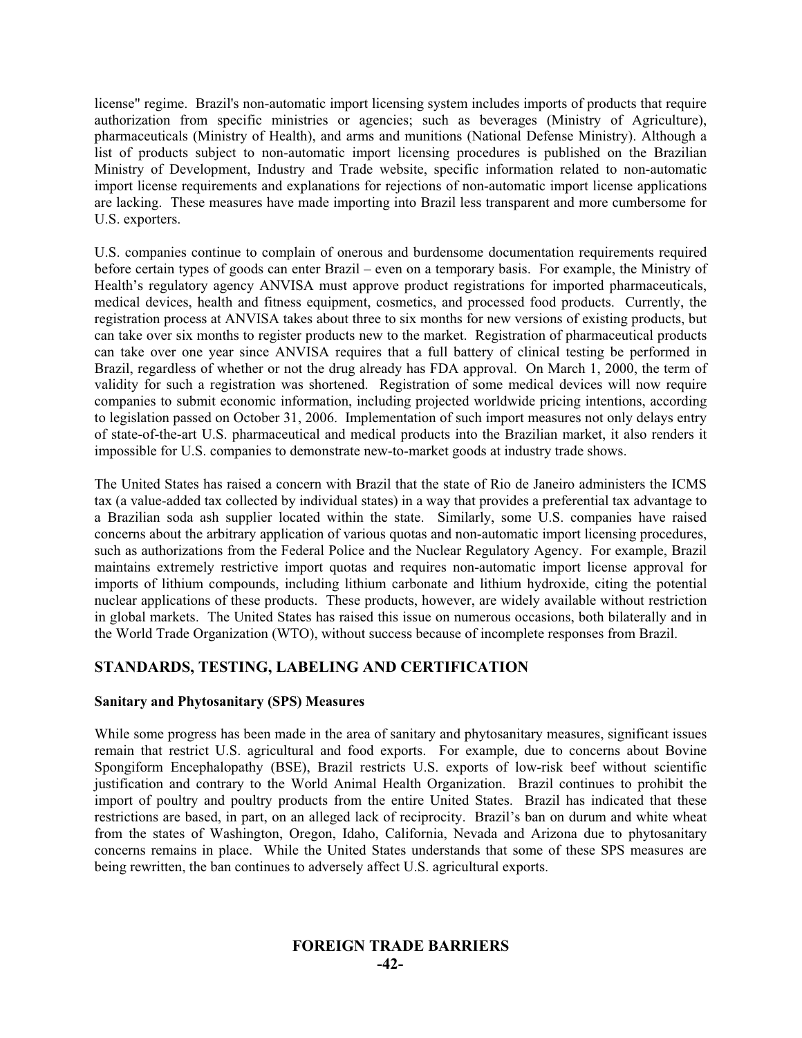license" regime. Brazil's non-automatic import licensing system includes imports of products that require authorization from specific ministries or agencies; such as beverages (Ministry of Agriculture), pharmaceuticals (Ministry of Health), and arms and munitions (National Defense Ministry). Although a list of products subject to non-automatic import licensing procedures is published on the Brazilian Ministry of Development, Industry and Trade website, specific information related to non-automatic import license requirements and explanations for rejections of non-automatic import license applications are lacking. These measures have made importing into Brazil less transparent and more cumbersome for U.S. exporters.

U.S. companies continue to complain of onerous and burdensome documentation requirements required before certain types of goods can enter Brazil – even on a temporary basis. For example, the Ministry of Health's regulatory agency ANVISA must approve product registrations for imported pharmaceuticals, medical devices, health and fitness equipment, cosmetics, and processed food products. Currently, the registration process at ANVISA takes about three to six months for new versions of existing products, but can take over six months to register products new to the market. Registration of pharmaceutical products can take over one year since ANVISA requires that a full battery of clinical testing be performed in Brazil, regardless of whether or not the drug already has FDA approval. On March 1, 2000, the term of validity for such a registration was shortened. Registration of some medical devices will now require companies to submit economic information, including projected worldwide pricing intentions, according to legislation passed on October 31, 2006. Implementation of such import measures not only delays entry of state-of-the-art U.S. pharmaceutical and medical products into the Brazilian market, it also renders it impossible for U.S. companies to demonstrate new-to-market goods at industry trade shows.

The United States has raised a concern with Brazil that the state of Rio de Janeiro administers the ICMS tax (a value-added tax collected by individual states) in a way that provides a preferential tax advantage to a Brazilian soda ash supplier located within the state. Similarly, some U.S. companies have raised concerns about the arbitrary application of various quotas and non-automatic import licensing procedures, such as authorizations from the Federal Police and the Nuclear Regulatory Agency. For example, Brazil maintains extremely restrictive import quotas and requires non-automatic import license approval for imports of lithium compounds, including lithium carbonate and lithium hydroxide, citing the potential nuclear applications of these products. These products, however, are widely available without restriction in global markets. The United States has raised this issue on numerous occasions, both bilaterally and in the World Trade Organization (WTO), without success because of incomplete responses from Brazil.

## STANDARDS, TESTING, LABELING AND CERTIFICATION

### Sanitary and Phytosanitary (SPS) Measures

While some progress has been made in the area of sanitary and phytosanitary measures, significant issues remain that restrict U.S. agricultural and food exports. For example, due to concerns about Bovine Spongiform Encephalopathy (BSE), Brazil restricts U.S. exports of low-risk beef without scientific justification and contrary to the World Animal Health Organization. Brazil continues to prohibit the import of poultry and poultry products from the entire United States. Brazil has indicated that these restrictions are based, in part, on an alleged lack of reciprocity. Brazil's ban on durum and white wheat from the states of Washington, Oregon, Idaho, California, Nevada and Arizona due to phytosanitary concerns remains in place. While the United States understands that some of these SPS measures are being rewritten, the ban continues to adversely affect U.S. agricultural exports.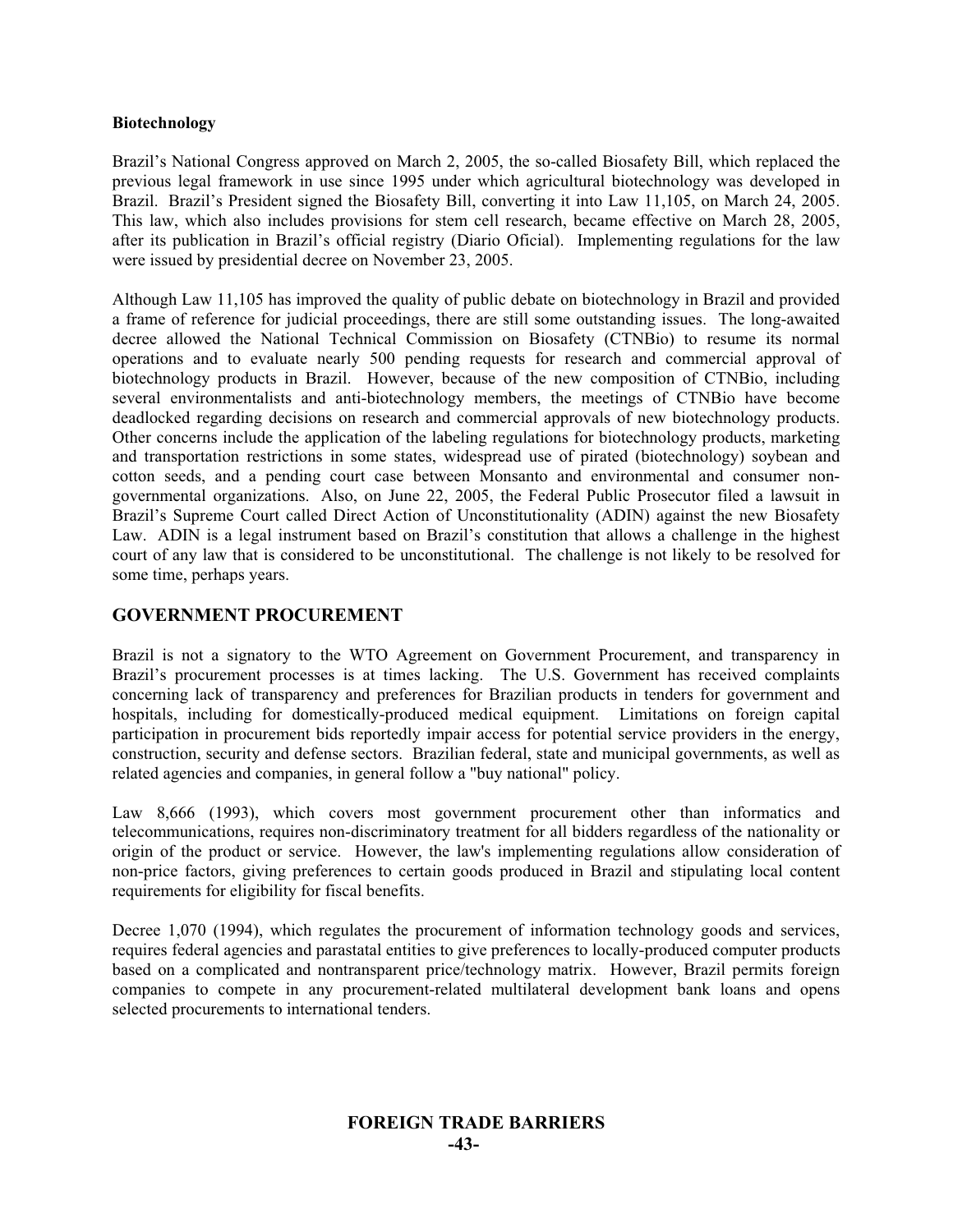**Biotechnology**

Brazil's National Congress approved on March 2, 2005, the so-called Biosafety Bill, which replaced the previous legal framework in use since 1995 under which agricultural biotechnology was developed in Brazil. Brazil's President signed the Biosafety Bill, converting it into Law 11,105, on March 24, 2005. This law, which also includes provisions for stem cell research, became effective on March 28, 2005, after its publication in Brazil's official registry (Diario Oficial). Implementing regulations for the law were issued by presidential decree on November 23, 2005.

Although Law 11,105 has improved the quality of public debate on biotechnology in Brazil and provided a frame of reference for judicial proceedings, there are still some outstanding issues. The long-awaited decree allowed the National Technical Commission on Biosafety (CTNBio) to resume its normal operations and to evaluate nearly 500 pending requests for research and commercial approval of biotechnology products in Brazil. However, because of the new composition of CTNBio, including several environmentalists and anti-biotechnology members, the meetings of CTNBio have become deadlocked regarding decisions on research and commercial approvals of new biotechnology products. Other concerns include the application of the labeling regulations for biotechnology products, marketing and transportation restrictions in some states, widespread use of pirated (biotechnology) soybean and cotton seeds, and a pending court case between Monsanto and environmental and consumer non-governmental organizations. Also, on June 22, 2005, the Federal Public Prosecutor filed a lawsuit in Brazil's Supreme Court called Direct Action of Unconstitutionality (ADIN) against the new Biosafety Law. ADIN is a legal instrument based on Brazil's constitution that allows a challenge in the highest court of any law that is considered to be unconstitutional. The challenge is not likely to be resolved for some time, perhaps years.

## GOVERNMENT PROCUREMENT

Brazil is not a signatory to the WTO Agreement on Government Procurement, and transparency in Brazil's procurement processes is at times lacking. The U.S. Government has received complaints concerning lack of transparency and preferences for Brazilian products in tenders for government and hospitals, including for domestically-produced medical equipment. Limitations on foreign capital participation in procurement bids reportedly impair access for potential service providers in the energy, construction, security and defense sectors. Brazilian federal, state and municipal governments, as well as related agencies and companies, in general follow a "buy national" policy.

Law 8,666 (1993), which covers most government procurement other than informatics and telecommunications, requires non-discriminatory treatment for all bidders regardless of the nationality or origin of the product or service. However, the law's implementing regulations allow consideration of non-price factors, giving preferences to certain goods produced in Brazil and stipulating local content requirements for eligibility for fiscal benefits.

Decree 1,070 (1994), which regulates the procurement of information technology goods and services, requires federal agencies and parastatal entities to give preferences to locally-produced computer products based on a complicated and nontransparent price/technology matrix. However, Brazil permits foreign companies to compete in any procurement-related multilateral development bank loans and opens selected procurements to international tenders.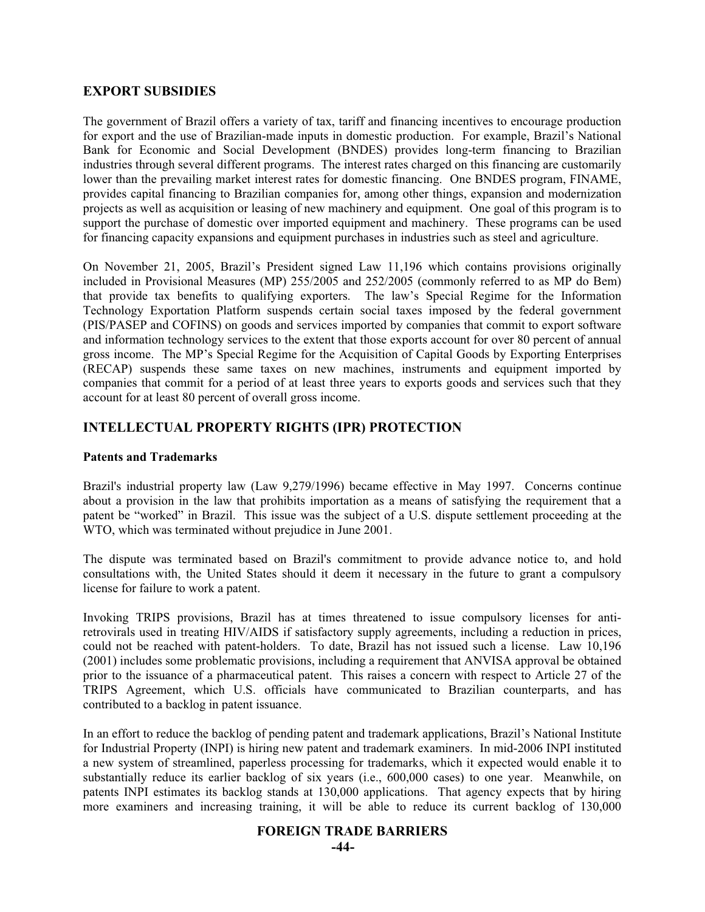## EXPORT SUBSIDIES

The government of Brazil offers a variety of tax, tariff and financing incentives to encourage production for export and the use of Brazilian-made inputs in domestic production. For example, Brazil's National Bank for Economic and Social Development (BNDES) provides long-term financing to Brazilian industries through several different programs. The interest rates charged on this financing are customarily lower than the prevailing market interest rates for domestic financing. One BNDES program, FINAME, provides capital financing to Brazilian companies for, among other things, expansion and modernization projects as well as acquisition or leasing of new machinery and equipment. One goal of this program is to support the purchase of domestic over imported equipment and machinery. These programs can be used for financing capacity expansions and equipment purchases in industries such as steel and agriculture.

On November 21, 2005, Brazil's President signed Law 11,196 which contains provisions originally included in Provisional Measures (MP) 255/2005 and 252/2005 (commonly referred to as MP do Bem) that provide tax benefits to qualifying exporters. The law's Special Regime for the Information Technology Exportation Platform suspends certain social taxes imposed by the federal government (PIS/PASEP and COFINS) on goods and services imported by companies that commit to export software and information technology services to the extent that those exports account for over 80 percent of annual gross income. The MP's Special Regime for the Acquisition of Capital Goods by Exporting Enterprises (RECAP) suspends these same taxes on new machines, instruments and equipment imported by companies that commit for a period of at least three years to exports goods and services such that they account for at least 80 percent of overall gross income.

## INTELLECTUAL PROPERTY RIGHTS (IPR) PROTECTION

### Patents and Trademarks

Brazil's industrial property law (Law 9,279/1996) became effective in May 1997. Concerns continue about a provision in the law that prohibits importation as a means of satisfying the requirement that a patent be "worked" in Brazil. This issue was the subject of a U.S. dispute settlement proceeding at the WTO, which was terminated without prejudice in June 2001.

The dispute was terminated based on Brazil's commitment to provide advance notice to, and hold consultations with, the United States should it deem it necessary in the future to grant a compulsory license for failure to work a patent.

Invoking TRIPS provisions, Brazil has at times threatened to issue compulsory licenses for anti-retrovirals used in treating HIV/AIDS if satisfactory supply agreements, including a reduction in prices, could not be reached with patent-holders. To date, Brazil has not issued such a license. Law 10,196 (2001) includes some problematic provisions, including a requirement that ANVISA approval be obtained prior to the issuance of a pharmaceutical patent. This raises a concern with respect to Article 27 of the TRIPS Agreement, which U.S. officials have communicated to Brazilian counterparts, and has contributed to a backlog in patent issuance.

In an effort to reduce the backlog of pending patent and trademark applications, Brazil's National Institute for Industrial Property (INPI) is hiring new patent and trademark examiners. In mid-2006 INPI instituted a new system of streamlined, paperless processing for trademarks, which it expected would enable it to substantially reduce its earlier backlog of six years (i.e., 600,000 cases) to one year. Meanwhile, on patents INPI estimates its backlog stands at 130,000 applications. That agency expects that by hiring more examiners and increasing training, it will be able to reduce its current backlog of 130,000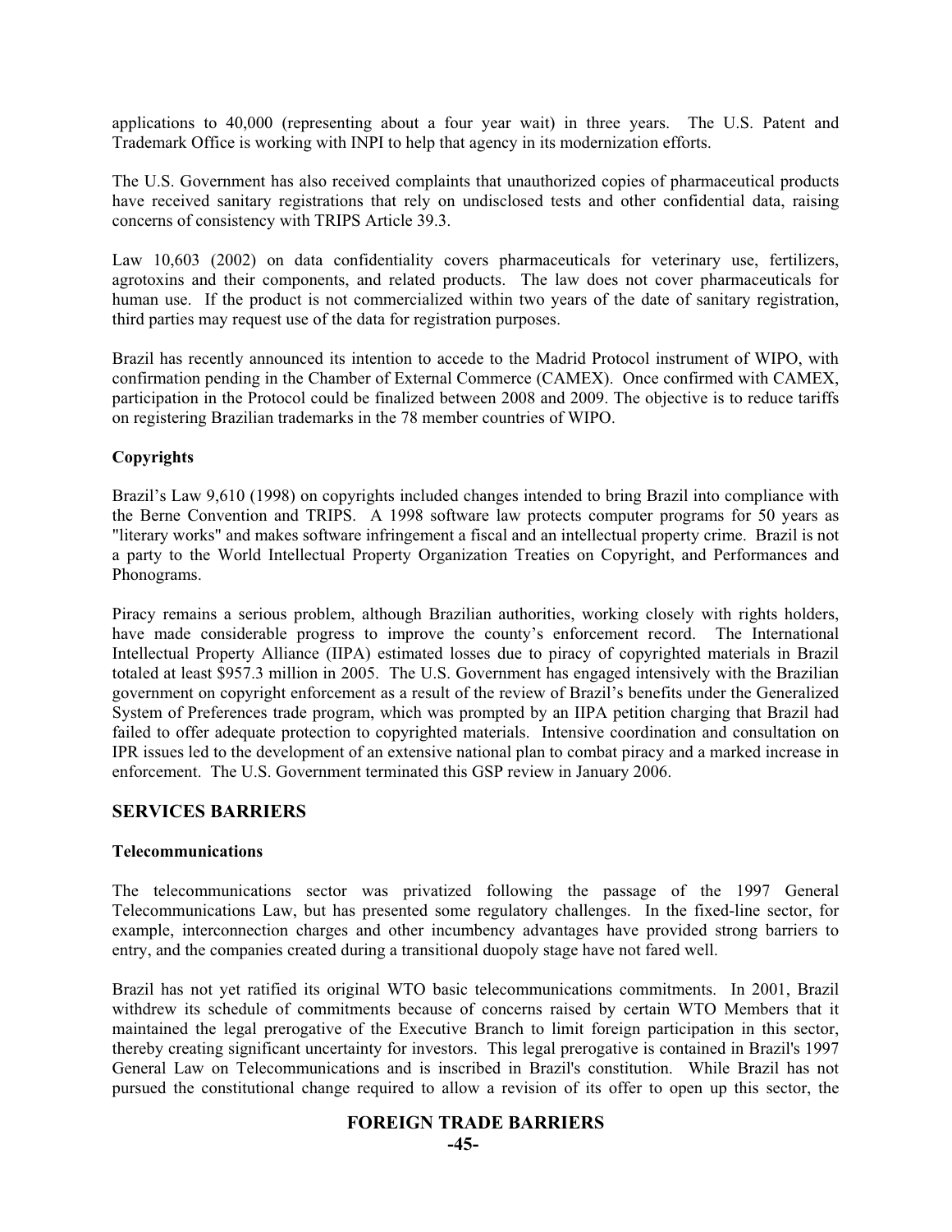applications to 40,000 (representing about a four year wait) in three years. The U.S. Patent and Trademark Office is working with INPI to help that agency in its modernization efforts.

The U.S. Government has also received complaints that unauthorized copies of pharmaceutical products have received sanitary registrations that rely on undisclosed tests and other confidential data, raising concerns of consistency with TRIPS Article 39.3.

Law 10,603 (2002) on data confidentiality covers pharmaceuticals for veterinary use, fertilizers, agrotoxins and their components, and related products. The law does not cover pharmaceuticals for human use. If the product is not commercialized within two years of the date of sanitary registration, third parties may request use of the data for registration purposes.

Brazil has recently announced its intention to accede to the Madrid Protocol instrument of WIPO, with confirmation pending in the Chamber of External Commerce (CAMEX). Once confirmed with CAMEX, participation in the Protocol could be finalized between 2008 and 2009. The objective is to reduce tariffs on registering Brazilian trademarks in the 78 member countries of WIPO.

**Copyrights**

Brazil's Law 9,610 (1998) on copyrights included changes intended to bring Brazil into compliance with the Berne Convention and TRIPS. A 1998 software law protects computer programs for 50 years as "literary works" and makes software infringement a fiscal and an intellectual property crime. Brazil is not a party to the World Intellectual Property Organization Treaties on Copyright, and Performances and Phonograms.

Piracy remains a serious problem, although Brazilian authorities, working closely with rights holders, have made considerable progress to improve the county's enforcement record. The International Intellectual Property Alliance (IIPA) estimated losses due to piracy of copyrighted materials in Brazil totaled at least $957.3 million in 2005. The U.S. Government has engaged intensively with the Brazilian government on copyright enforcement as a result of the review of Brazil's benefits under the Generalized System of Preferences trade program, which was prompted by an IIPA petition charging that Brazil had failed to offer adequate protection to copyrighted materials. Intensive coordination and consultation on IPR issues led to the development of an extensive national plan to combat piracy and a marked increase in enforcement. The U.S. Government terminated this GSP review in January 2006.

## SERVICES BARRIERS

**Telecommunications**

The telecommunications sector was privatized following the passage of the 1997 General Telecommunications Law, but has presented some regulatory challenges. In the fixed-line sector, for example, interconnection charges and other incumbency advantages have provided strong barriers to entry, and the companies created during a transitional duopoly stage have not fared well.

Brazil has not yet ratified its original WTO basic telecommunications commitments. In 2001, Brazil withdrew its schedule of commitments because of concerns raised by certain WTO Members that it maintained the legal prerogative of the Executive Branch to limit foreign participation in this sector, thereby creating significant uncertainty for investors. This legal prerogative is contained in Brazil's 1997 General Law on Telecommunications and is inscribed in Brazil's constitution. While Brazil has not pursued the constitutional change required to allow a revision of its offer to open up this sector, the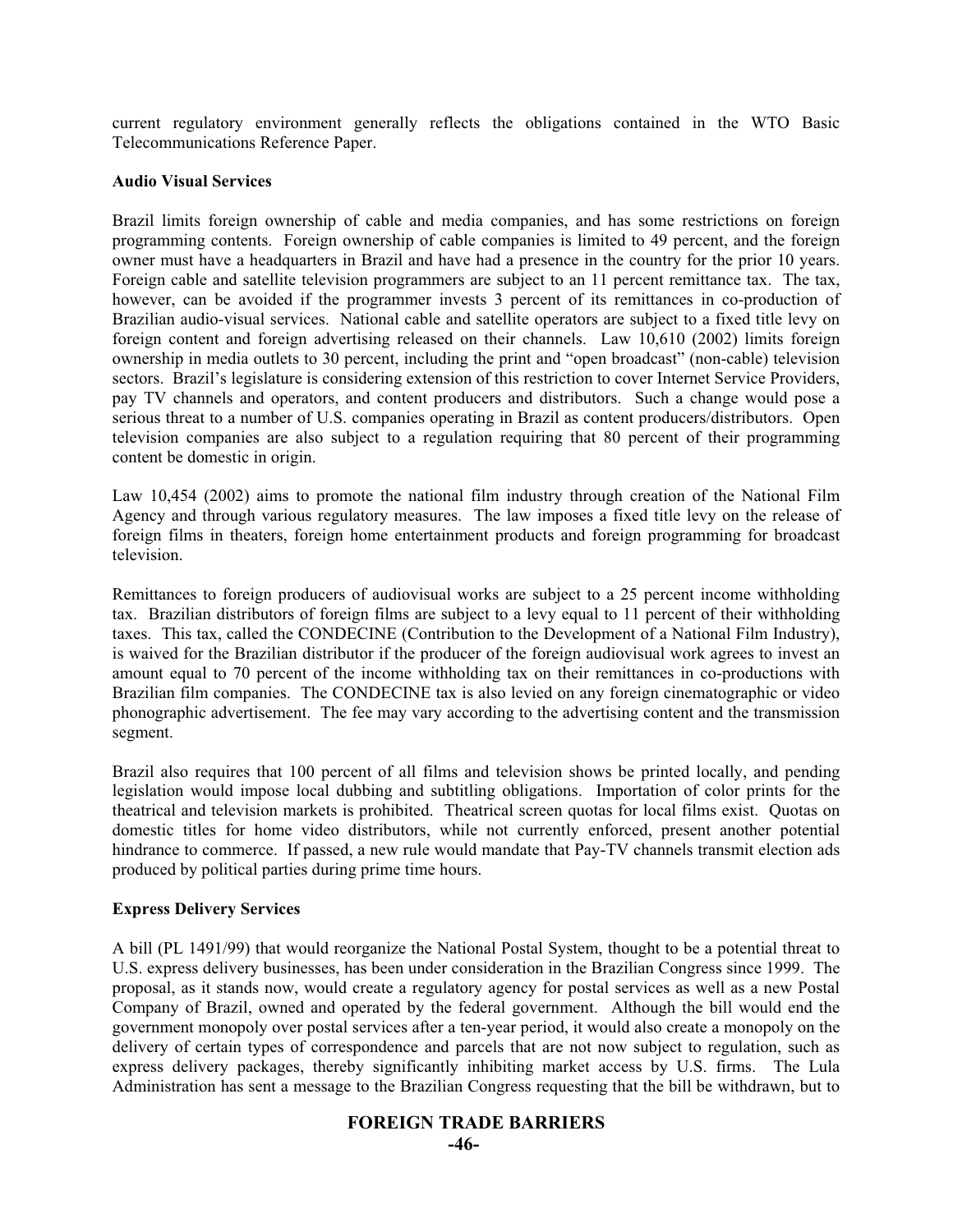current regulatory environment generally reflects the obligations contained in the WTO Basic Telecommunications Reference Paper.

**Audio Visual Services**

Brazil limits foreign ownership of cable and media companies, and has some restrictions on foreign programming contents. Foreign ownership of cable companies is limited to 49 percent, and the foreign owner must have a headquarters in Brazil and have had a presence in the country for the prior 10 years. Foreign cable and satellite television programmers are subject to an 11 percent remittance tax. The tax, however, can be avoided if the programmer invests 3 percent of its remittances in co-production of Brazilian audio-visual services. National cable and satellite operators are subject to a fixed title levy on foreign content and foreign advertising released on their channels. Law 10,610 (2002) limits foreign ownership in media outlets to 30 percent, including the print and "open broadcast" (non-cable) television sectors. Brazil's legislature is considering extension of this restriction to cover Internet Service Providers, pay TV channels and operators, and content producers and distributors. Such a change would pose a serious threat to a number of U.S. companies operating in Brazil as content producers/distributors. Open television companies are also subject to a regulation requiring that 80 percent of their programming content be domestic in origin.

Law 10,454 (2002) aims to promote the national film industry through creation of the National Film Agency and through various regulatory measures. The law imposes a fixed title levy on the release of foreign films in theaters, foreign home entertainment products and foreign programming for broadcast television.

Remittances to foreign producers of audiovisual works are subject to a 25 percent income withholding tax. Brazilian distributors of foreign films are subject to a levy equal to 11 percent of their withholding taxes. This tax, called the CONDECINE (Contribution to the Development of a National Film Industry), is waived for the Brazilian distributor if the producer of the foreign audiovisual work agrees to invest an amount equal to 70 percent of the income withholding tax on their remittances in co-productions with Brazilian film companies. The CONDECINE tax is also levied on any foreign cinematographic or video phonographic advertisement. The fee may vary according to the advertising content and the transmission segment.

Brazil also requires that 100 percent of all films and television shows be printed locally, and pending legislation would impose local dubbing and subtitling obligations. Importation of color prints for the theatrical and television markets is prohibited. Theatrical screen quotas for local films exist. Quotas on domestic titles for home video distributors, while not currently enforced, present another potential hindrance to commerce. If passed, a new rule would mandate that Pay-TV channels transmit election ads produced by political parties during prime time hours.

**Express Delivery Services**

A bill (PL 1491/99) that would reorganize the National Postal System, thought to be a potential threat to U.S. express delivery businesses, has been under consideration in the Brazilian Congress since 1999. The proposal, as it stands now, would create a regulatory agency for postal services as well as a new Postal Company of Brazil, owned and operated by the federal government. Although the bill would end the government monopoly over postal services after a ten-year period, it would also create a monopoly on the delivery of certain types of correspondence and parcels that are not now subject to regulation, such as express delivery packages, thereby significantly inhibiting market access by U.S. firms. The Lula Administration has sent a message to the Brazilian Congress requesting that the bill be withdrawn, but to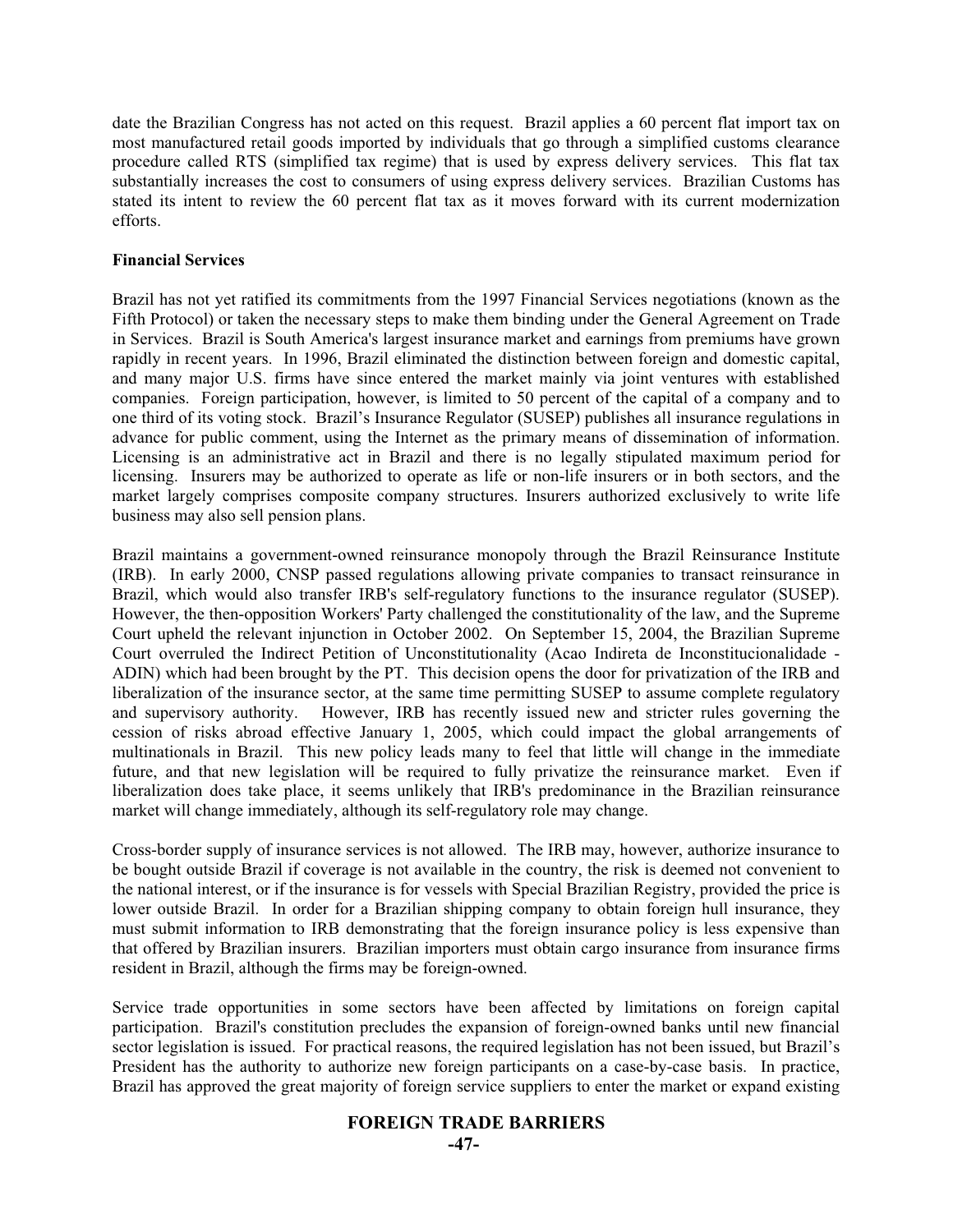date the Brazilian Congress has not acted on this request. Brazil applies a 60 percent flat import tax on most manufactured retail goods imported by individuals that go through a simplified customs clearance procedure called RTS (simplified tax regime) that is used by express delivery services. This flat tax substantially increases the cost to consumers of using express delivery services. Brazilian Customs has stated its intent to review the 60 percent flat tax as it moves forward with its current modernization efforts.

**Financial Services**

Brazil has not yet ratified its commitments from the 1997 Financial Services negotiations (known as the Fifth Protocol) or taken the necessary steps to make them binding under the General Agreement on Trade in Services. Brazil is South America's largest insurance market and earnings from premiums have grown rapidly in recent years. In 1996, Brazil eliminated the distinction between foreign and domestic capital, and many major U.S. firms have since entered the market mainly via joint ventures with established companies. Foreign participation, however, is limited to 50 percent of the capital of a company and to one third of its voting stock. Brazil's Insurance Regulator (SUSEP) publishes all insurance regulations in advance for public comment, using the Internet as the primary means of dissemination of information. Licensing is an administrative act in Brazil and there is no legally stipulated maximum period for licensing. Insurers may be authorized to operate as life or non-life insurers or in both sectors, and the market largely comprises composite company structures. Insurers authorized exclusively to write life business may also sell pension plans.

Brazil maintains a government-owned reinsurance monopoly through the Brazil Reinsurance Institute (IRB). In early 2000, CNSP passed regulations allowing private companies to transact reinsurance in Brazil, which would also transfer IRB's self-regulatory functions to the insurance regulator (SUSEP). However, the then-opposition Workers' Party challenged the constitutionality of the law, and the Supreme Court upheld the relevant injunction in October 2002. On September 15, 2004, the Brazilian Supreme Court overruled the Indirect Petition of Unconstitutionality (Acao Indireta de Inconstitucionalidade - ADIN) which had been brought by the PT. This decision opens the door for privatization of the IRB and liberalization of the insurance sector, at the same time permitting SUSEP to assume complete regulatory and supervisory authority. However, IRB has recently issued new and stricter rules governing the cession of risks abroad effective January 1, 2005, which could impact the global arrangements of multinationals in Brazil. This new policy leads many to feel that little will change in the immediate future, and that new legislation will be required to fully privatize the reinsurance market. Even if liberalization does take place, it seems unlikely that IRB's predominance in the Brazilian reinsurance market will change immediately, although its self-regulatory role may change.

Cross-border supply of insurance services is not allowed. The IRB may, however, authorize insurance to be bought outside Brazil if coverage is not available in the country, the risk is deemed not convenient to the national interest, or if the insurance is for vessels with Special Brazilian Registry, provided the price is lower outside Brazil. In order for a Brazilian shipping company to obtain foreign hull insurance, they must submit information to IRB demonstrating that the foreign insurance policy is less expensive than that offered by Brazilian insurers. Brazilian importers must obtain cargo insurance from insurance firms resident in Brazil, although the firms may be foreign-owned.

Service trade opportunities in some sectors have been affected by limitations on foreign capital participation. Brazil's constitution precludes the expansion of foreign-owned banks until new financial sector legislation is issued. For practical reasons, the required legislation has not been issued, but Brazil's President has the authority to authorize new foreign participants on a case-by-case basis. In practice, Brazil has approved the great majority of foreign service suppliers to enter the market or expand existing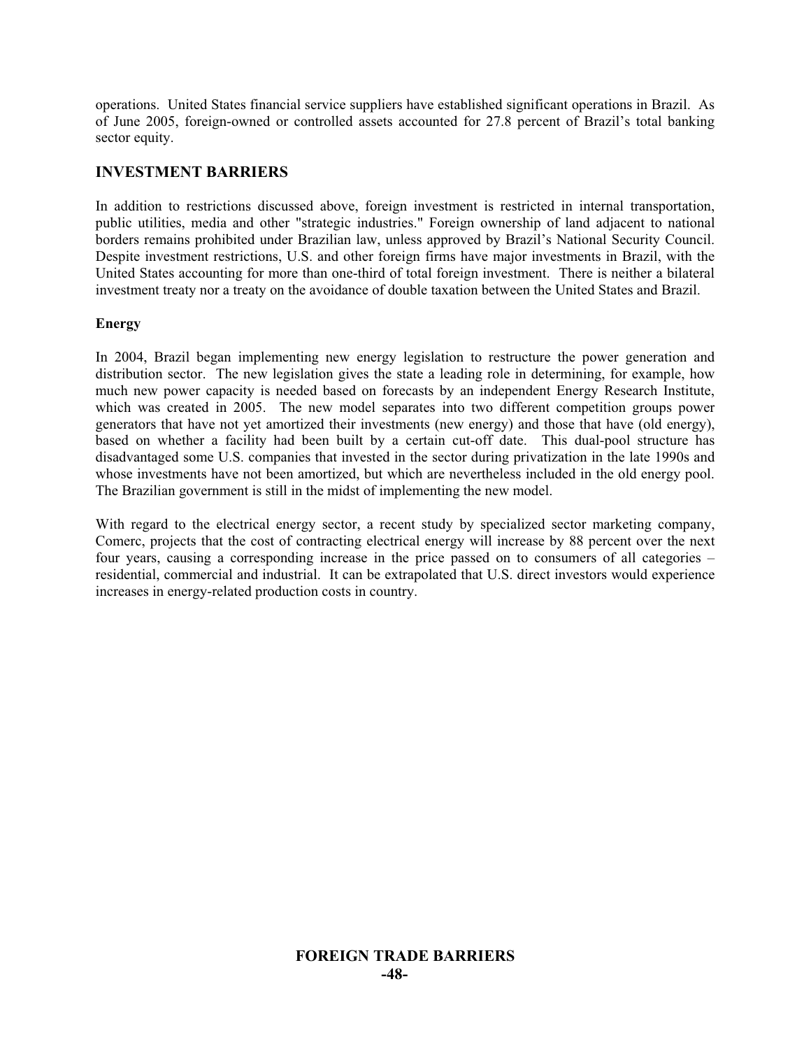operations. United States financial service suppliers have established significant operations in Brazil. As of June 2005, foreign-owned or controlled assets accounted for 27.8 percent of Brazil's total banking sector equity.

## INVESTMENT BARRIERS

In addition to restrictions discussed above, foreign investment is restricted in internal transportation, public utilities, media and other "strategic industries." Foreign ownership of land adjacent to national borders remains prohibited under Brazilian law, unless approved by Brazil's National Security Council. Despite investment restrictions, U.S. and other foreign firms have major investments in Brazil, with the United States accounting for more than one-third of total foreign investment. There is neither a bilateral investment treaty nor a treaty on the avoidance of double taxation between the United States and Brazil.

### Energy

In 2004, Brazil began implementing new energy legislation to restructure the power generation and distribution sector. The new legislation gives the state a leading role in determining, for example, how much new power capacity is needed based on forecasts by an independent Energy Research Institute, which was created in 2005. The new model separates into two different competition groups power generators that have not yet amortized their investments (new energy) and those that have (old energy), based on whether a facility had been built by a certain cut-off date. This dual-pool structure has disadvantaged some U.S. companies that invested in the sector during privatization in the late 1990s and whose investments have not been amortized, but which are nevertheless included in the old energy pool. The Brazilian government is still in the midst of implementing the new model.

With regard to the electrical energy sector, a recent study by specialized sector marketing company, Comerc, projects that the cost of contracting electrical energy will increase by 88 percent over the next four years, causing a corresponding increase in the price passed on to consumers of all categories – residential, commercial and industrial. It can be extrapolated that U.S. direct investors would experience increases in energy-related production costs in country.